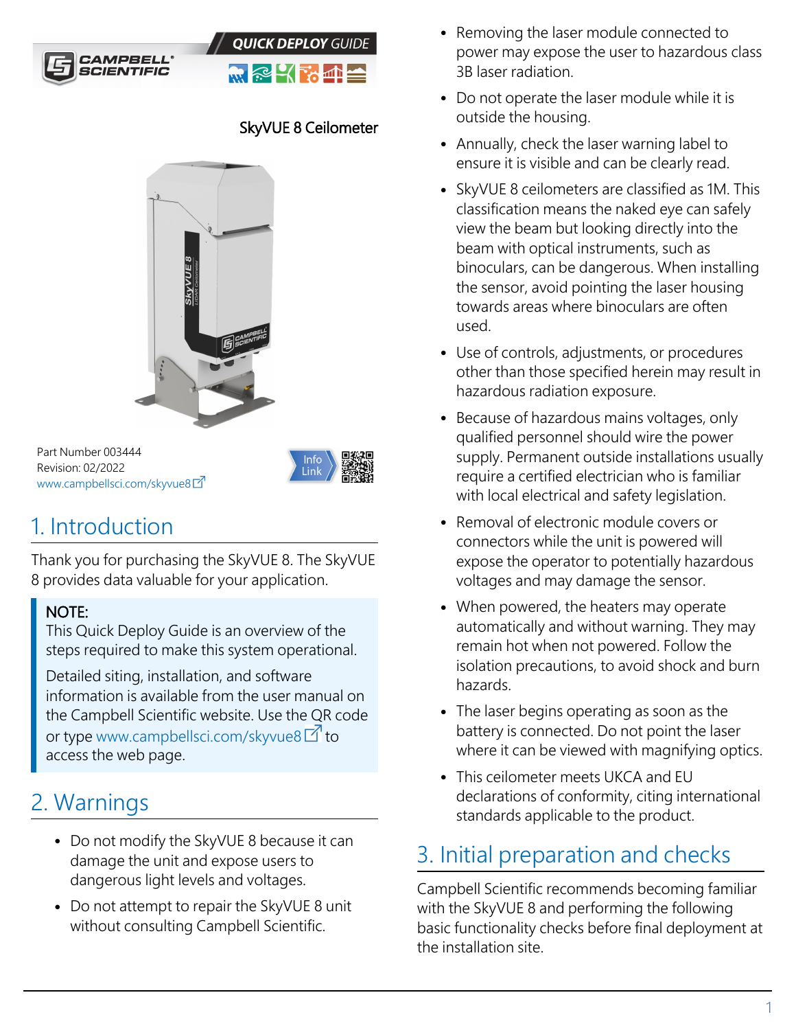QUICK DEPLOY GUIDE

# SkyVUE 8 Ceilometer

Part Number 003444
Revision: 02/2022
www.campbellsci.com/skyvue8

## 1. Introduction

Thank you for purchasing the SkyVUE 8. The SkyVUE 8 provides data valuable for your application.

> **NOTE:**
> This Quick Deploy Guide is an overview of the steps required to make this system operational.
>
> Detailed siting, installation, and software information is available from the user manual on the Campbell Scientific website. Use the QR code or type www.campbellsci.com/skyvue8 to access the web page.

## 2. Warnings

- Do not modify the SkyVUE 8 because it can damage the unit and expose users to dangerous light levels and voltages.
- Do not attempt to repair the SkyVUE 8 unit without consulting Campbell Scientific.
- Removing the laser module connected to power may expose the user to hazardous class 3B laser radiation.
- Do not operate the laser module while it is outside the housing.
- Annually, check the laser warning label to ensure it is visible and can be clearly read.
- SkyVUE 8 ceilometers are classified as 1M. This classification means the naked eye can safely view the beam but looking directly into the beam with optical instruments, such as binoculars, can be dangerous. When installing the sensor, avoid pointing the laser housing towards areas where binoculars are often used.
- Use of controls, adjustments, or procedures other than those specified herein may result in hazardous radiation exposure.
- Because of hazardous mains voltages, only qualified personnel should wire the power supply. Permanent outside installations usually require a certified electrician who is familiar with local electrical and safety legislation.
- Removal of electronic module covers or connectors while the unit is powered will expose the operator to potentially hazardous voltages and may damage the sensor.
- When powered, the heaters may operate automatically and without warning. They may remain hot when not powered. Follow the isolation precautions, to avoid shock and burn hazards.
- The laser begins operating as soon as the battery is connected. Do not point the laser where it can be viewed with magnifying optics.
- This ceilometer meets UKCA and EU declarations of conformity, citing international standards applicable to the product.

## 3. Initial preparation and checks

Campbell Scientific recommends becoming familiar with the SkyVUE 8 and performing the following basic functionality checks before final deployment at the installation site.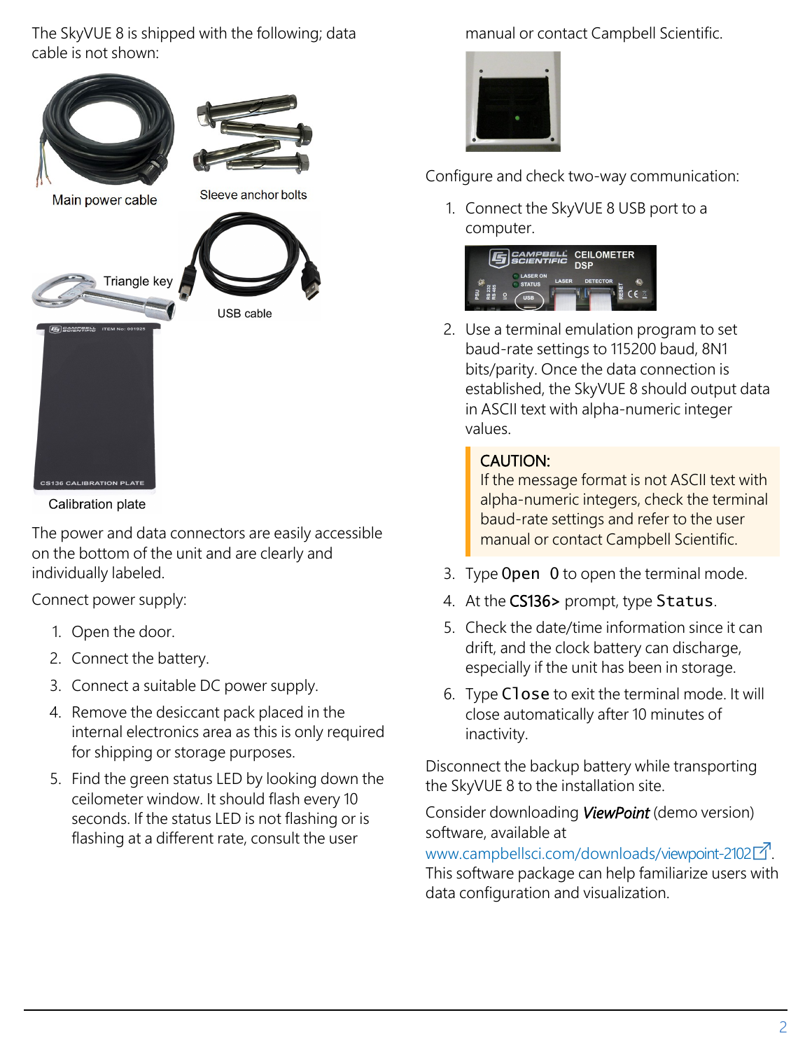The SkyVUE 8 is shipped with the following; data cable is not shown:

Main power cable

Sleeve anchor bolts

Triangle key

USB cable

Calibration plate

The power and data connectors are easily accessible on the bottom of the unit and are clearly and individually labeled.

Connect power supply:

1. Open the door.
2. Connect the battery.
3. Connect a suitable DC power supply.
4. Remove the desiccant pack placed in the internal electronics area as this is only required for shipping or storage purposes.
5. Find the green status LED by looking down the ceilometer window. It should flash every 10 seconds. If the status LED is not flashing or is flashing at a different rate, consult the user manual or contact Campbell Scientific.

Configure and check two-way communication:

1. Connect the SkyVUE 8 USB port to a computer.
2. Use a terminal emulation program to set baud-rate settings to 115200 baud, 8N1 bits/parity. Once the data connection is established, the SkyVUE 8 should output data in ASCII text with alpha-numeric integer values.

   > **CAUTION:**
   > If the message format is not ASCII text with alpha-numeric integers, check the terminal baud-rate settings and refer to the user manual or contact Campbell Scientific.

3. Type `Open 0` to open the terminal mode.
4. At the **CS136>** prompt, type `Status`.
5. Check the date/time information since it can drift, and the clock battery can discharge, especially if the unit has been in storage.
6. Type `Close` to exit the terminal mode. It will close automatically after 10 minutes of inactivity.

Disconnect the backup battery while transporting the SkyVUE 8 to the installation site.

Consider downloading ***ViewPoint*** (demo version) software, available at www.campbellsci.com/downloads/viewpoint-2102. This software package can help familiarize users with data configuration and visualization.